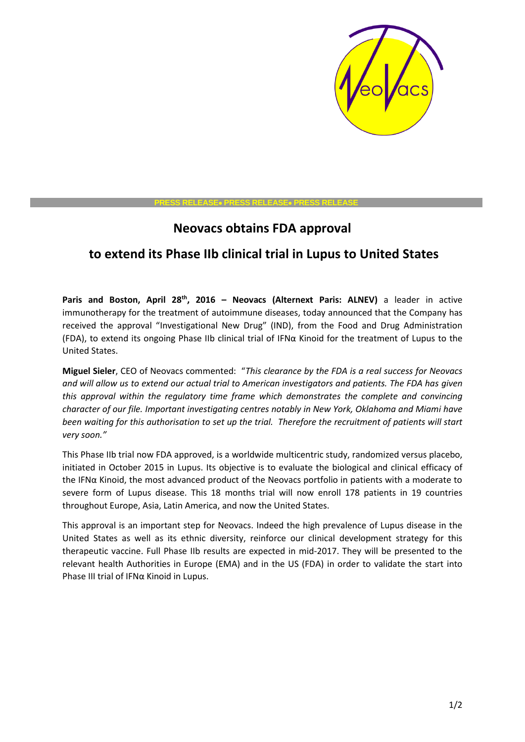PRESS RELEASE• PRESS RELEASE• PRESS RELEASE

# Neovacs obtains FDA approval

# to extend its Phase IIb clinical trial in Lupus to United States

**Paris and Boston, April 28th, 2016 – Neovacs (Alternext Paris: ALNEV)** a leader in active immunotherapy for the treatment of autoimmune diseases, today announced that the Company has received the approval "Investigational New Drug" (IND), from the Food and Drug Administration (FDA), to extend its ongoing Phase IIb clinical trial of IFNα Kinoid for the treatment of Lupus to the United States.

**Miguel Sieler**, CEO of Neovacs commented: "*This clearance by the FDA is a real success for Neovacs and will allow us to extend our actual trial to American investigators and patients. The FDA has given this approval within the regulatory time frame which demonstrates the complete and convincing character of our file. Important investigating centres notably in New York, Oklahoma and Miami have been waiting for this authorisation to set up the trial. Therefore the recruitment of patients will start very soon."*

This Phase IIb trial now FDA approved, is a worldwide multicentric study, randomized versus placebo, initiated in October 2015 in Lupus. Its objective is to evaluate the biological and clinical efficacy of the IFNα Kinoid, the most advanced product of the Neovacs portfolio in patients with a moderate to severe form of Lupus disease. This 18 months trial will now enroll 178 patients in 19 countries throughout Europe, Asia, Latin America, and now the United States.

This approval is an important step for Neovacs. Indeed the high prevalence of Lupus disease in the United States as well as its ethnic diversity, reinforce our clinical development strategy for this therapeutic vaccine. Full Phase IIb results are expected in mid-2017. They will be presented to the relevant health Authorities in Europe (EMA) and in the US (FDA) in order to validate the start into Phase III trial of IFNα Kinoid in Lupus.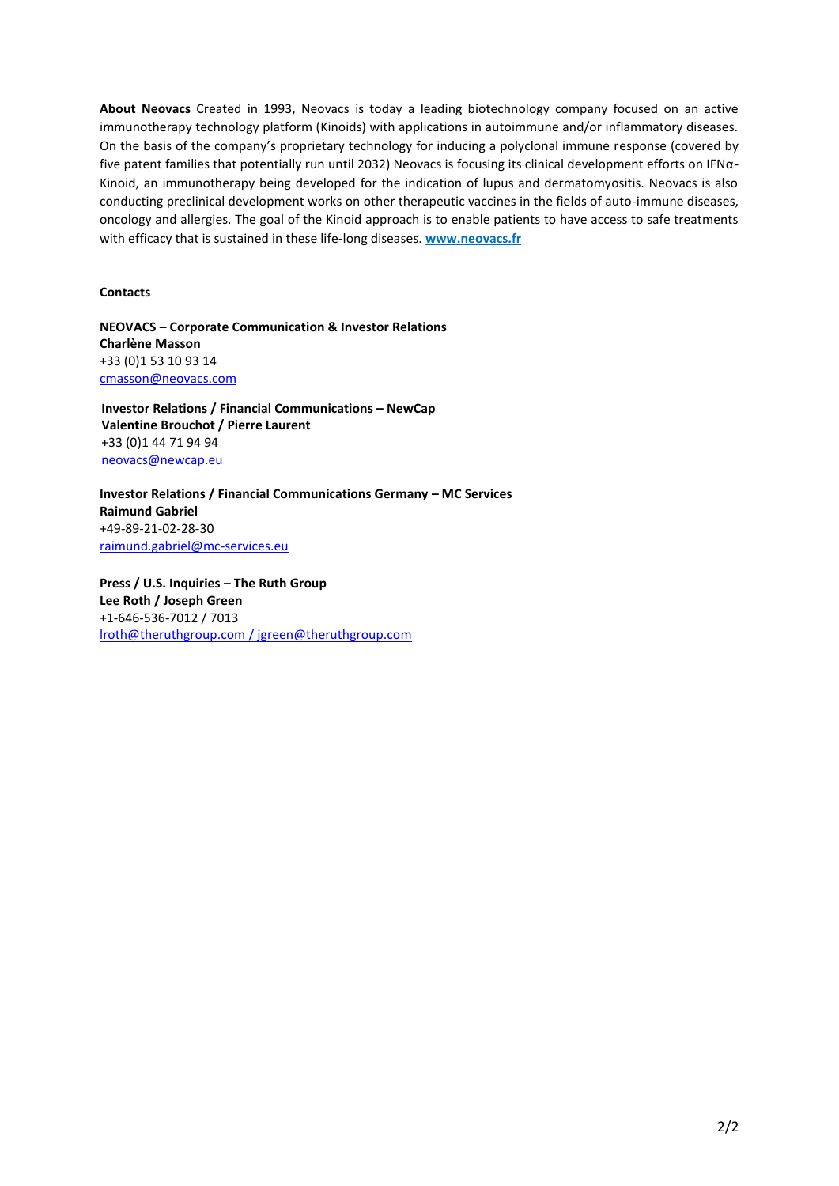**About Neovacs** Created in 1993, Neovacs is today a leading biotechnology company focused on an active immunotherapy technology platform (Kinoids) with applications in autoimmune and/or inflammatory diseases. On the basis of the company's proprietary technology for inducing a polyclonal immune response (covered by five patent families that potentially run until 2032) Neovacs is focusing its clinical development efforts on IFNα-Kinoid, an immunotherapy being developed for the indication of lupus and dermatomyositis. Neovacs is also conducting preclinical development works on other therapeutic vaccines in the fields of auto-immune diseases, oncology and allergies. The goal of the Kinoid approach is to enable patients to have access to safe treatments with efficacy that is sustained in these life-long diseases. **www.neovacs.fr**

**Contacts**

**NEOVACS – Corporate Communication & Investor Relations**
**Charlène Masson**
+33 (0)1 53 10 93 14
cmasson@neovacs.com

**Investor Relations / Financial Communications – NewCap**
**Valentine Brouchot / Pierre Laurent**
+33 (0)1 44 71 94 94
neovacs@newcap.eu

**Investor Relations / Financial Communications Germany – MC Services**
**Raimund Gabriel**
+49-89-21-02-28-30
raimund.gabriel@mc-services.eu

**Press / U.S. Inquiries – The Ruth Group**
**Lee Roth / Joseph Green**
+1-646-536-7012 / 7013
lroth@theruthgroup.com / jgreen@theruthgroup.com